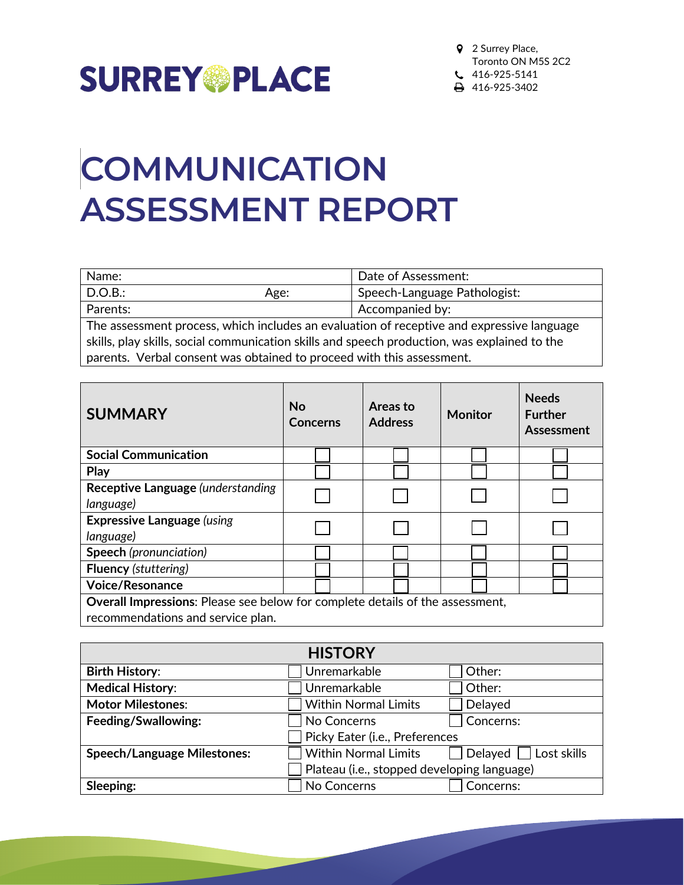SURREY PLACE

2 Surrey Place,
Toronto ON M5S 2C2
416-925-5141
416-925-3402

# COMMUNICATION ASSESSMENT REPORT

| Name: | | Date of Assessment: |
|---|---|---|
| D.O.B.: | Age: | Speech-Language Pathologist: |
| Parents: | | Accompanied by: |
| The assessment process, which includes an evaluation of receptive and expressive language skills, play skills, social communication skills and speech production, was explained to the parents. Verbal consent was obtained to proceed with this assessment. | | |

| **SUMMARY** | **No Concerns** | **Areas to Address** | **Monitor** | **Needs Further Assessment** |
|---|---|---|---|---|
| **Social Communication** | ☐ | ☐ | ☐ | ☐ |
| **Play** | ☐ | ☐ | ☐ | ☐ |
| **Receptive Language** *(understanding language)* | ☐ | ☐ | ☐ | ☐ |
| **Expressive Language** *(using language)* | ☐ | ☐ | ☐ | ☐ |
| **Speech** *(pronunciation)* | ☐ | ☐ | ☐ | ☐ |
| **Fluency** *(stuttering)* | ☐ | ☐ | ☐ | ☐ |
| **Voice/Resonance** | ☐ | ☐ | ☐ | ☐ |
| **Overall Impressions**: Please see below for complete details of the assessment, recommendations and service plan. | | | | |

| **HISTORY** | | |
|---|---|---|
| **Birth History**: | ☐ Unremarkable | ☐ Other: |
| **Medical History**: | ☐ Unremarkable | ☐ Other: |
| **Motor Milestones**: | ☐ Within Normal Limits | ☐ Delayed |
| **Feeding/Swallowing:** | ☐ No Concerns | ☐ Concerns: |
| | ☐ Picky Eater (i.e., Preferences | |
| **Speech/Language Milestones:** | ☐ Within Normal Limits | ☐ Delayed ☐ Lost skills |
| | ☐ Plateau (i.e., stopped developing language) | |
| **Sleeping:** | ☐ No Concerns | ☐ Concerns: |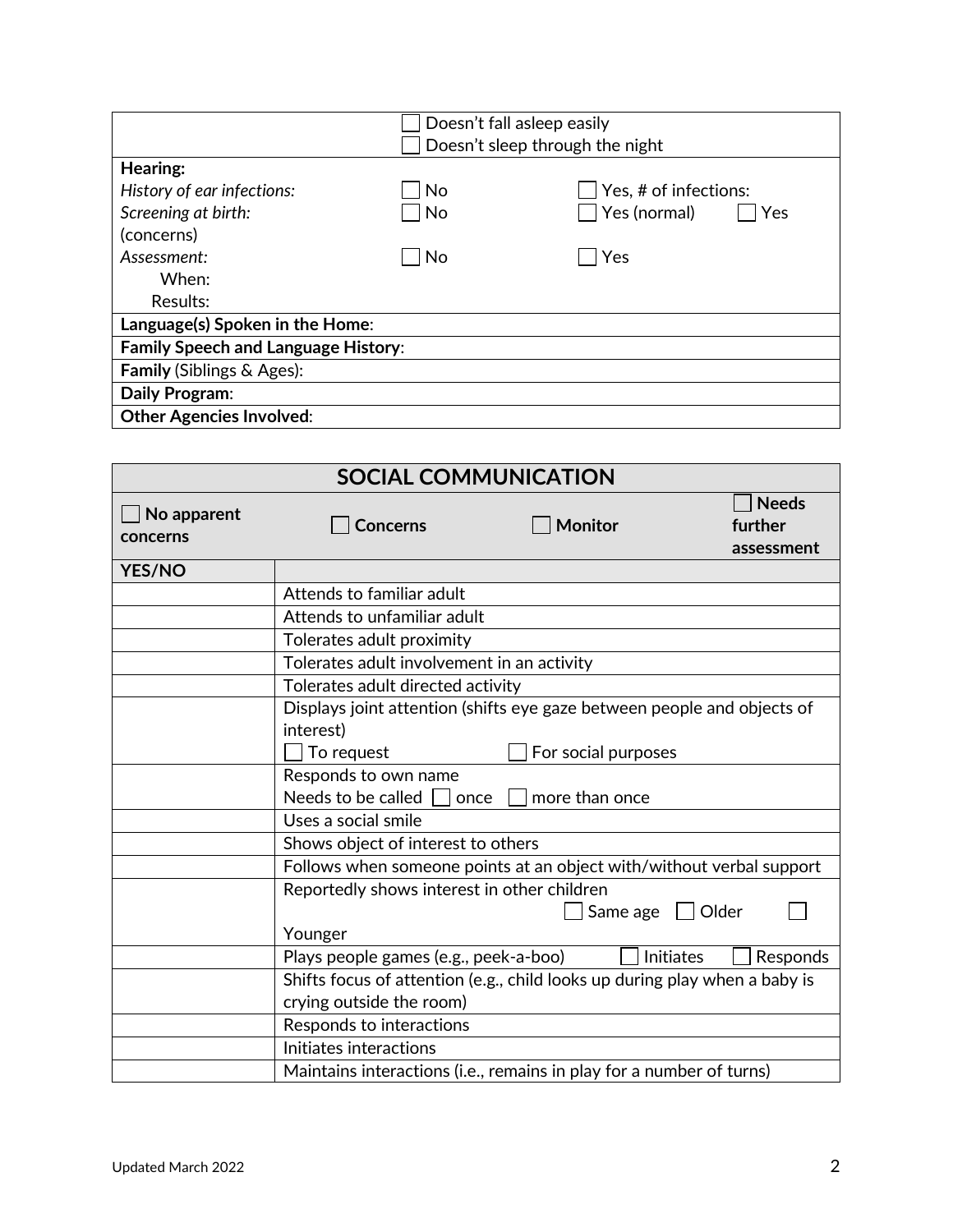| | | |
|---|---|---|
| | ☐ Doesn't fall asleep easily<br>☐ Doesn't sleep through the night | |
| **Hearing:** | | |
| *History of ear infections:* | ☐ No | ☐ Yes, # of infections: |
| *Screening at birth:* (concerns) | ☐ No | ☐ Yes (normal) ☐ Yes |
| *Assessment:*<br>When:<br>Results: | ☐ No | ☐ Yes |
| **Language(s) Spoken in the Home**: | | |
| **Family Speech and Language History**: | | |
| **Family** (Siblings & Ages): | | |
| **Daily Program**: | | |
| **Other Agencies Involved**: | | |

| **SOCIAL COMMUNICATION** | | | |
|---|---|---|---|
| ☐ **No apparent concerns** | ☐ **Concerns** | ☐ **Monitor** | ☐ **Needs further assessment** |

| **YES/NO** | |
|---|---|
| | Attends to familiar adult |
| | Attends to unfamiliar adult |
| | Tolerates adult proximity |
| | Tolerates adult involvement in an activity |
| | Tolerates adult directed activity |
| | Displays joint attention (shifts eye gaze between people and objects of interest)<br>☐ To request ☐ For social purposes |
| | Responds to own name<br>Needs to be called ☐ once ☐ more than once |
| | Uses a social smile |
| | Shows object of interest to others |
| | Follows when someone points at an object with/without verbal support |
| | Reportedly shows interest in other children<br>☐ Same age ☐ Older ☐ Younger |
| | Plays people games (e.g., peek-a-boo) ☐ Initiates ☐ Responds |
| | Shifts focus of attention (e.g., child looks up during play when a baby is crying outside the room) |
| | Responds to interactions |
| | Initiates interactions |
| | Maintains interactions (i.e., remains in play for a number of turns) |

Updated March 2022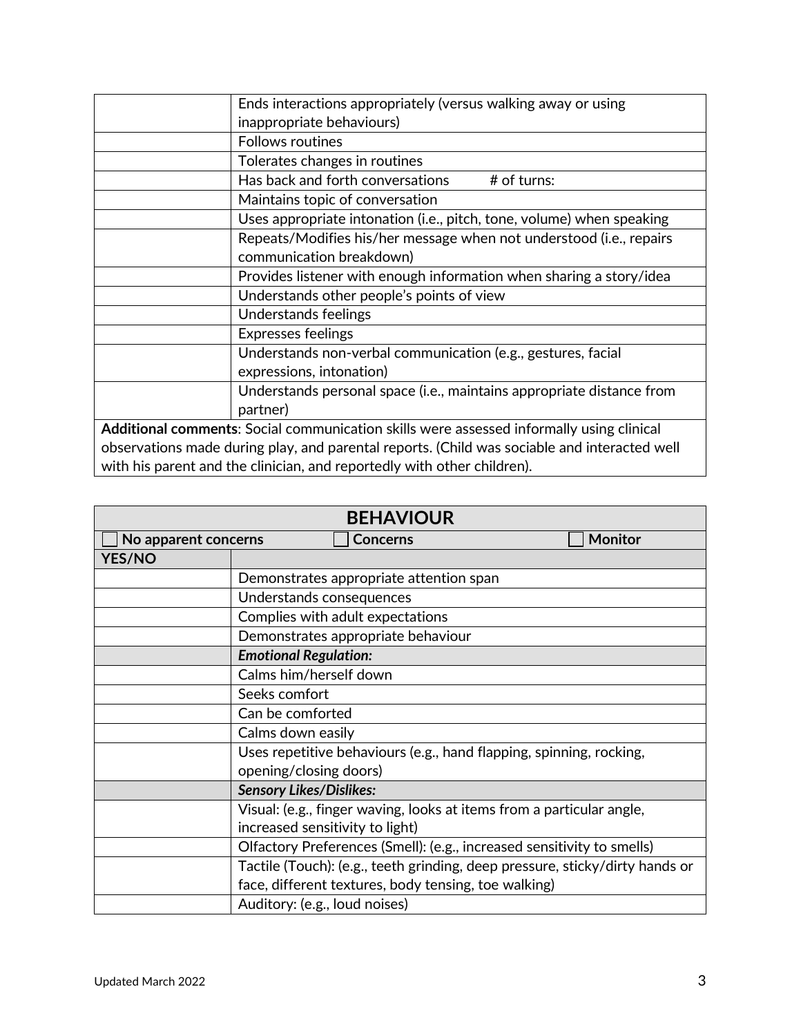| | |
|---|---|
| | Ends interactions appropriately (versus walking away or using inappropriate behaviours) |
| | Follows routines |
| | Tolerates changes in routines |
| | Has back and forth conversations # of turns: |
| | Maintains topic of conversation |
| | Uses appropriate intonation (i.e., pitch, tone, volume) when speaking |
| | Repeats/Modifies his/her message when not understood (i.e., repairs communication breakdown) |
| | Provides listener with enough information when sharing a story/idea |
| | Understands other people's points of view |
| | Understands feelings |
| | Expresses feelings |
| | Understands non-verbal communication (e.g., gestures, facial expressions, intonation) |
| | Understands personal space (i.e., maintains appropriate distance from partner) |

**Additional comments**: Social communication skills were assessed informally using clinical observations made during play, and parental reports. (Child was sociable and interacted well with his parent and the clinician, and reportedly with other children).

## BEHAVIOUR

☐ **No apparent concerns** ☐ **Concerns** ☐ **Monitor**

| YES/NO | |
|---|---|
| | Demonstrates appropriate attention span |
| | Understands consequences |
| | Complies with adult expectations |
| | Demonstrates appropriate behaviour |
| | ***Emotional Regulation:*** |
| | Calms him/herself down |
| | Seeks comfort |
| | Can be comforted |
| | Calms down easily |
| | Uses repetitive behaviours (e.g., hand flapping, spinning, rocking, opening/closing doors) |
| | ***Sensory Likes/Dislikes:*** |
| | Visual: (e.g., finger waving, looks at items from a particular angle, increased sensitivity to light) |
| | Olfactory Preferences (Smell): (e.g., increased sensitivity to smells) |
| | Tactile (Touch): (e.g., teeth grinding, deep pressure, sticky/dirty hands or face, different textures, body tensing, toe walking) |
| | Auditory: (e.g., loud noises) |

Updated March 2022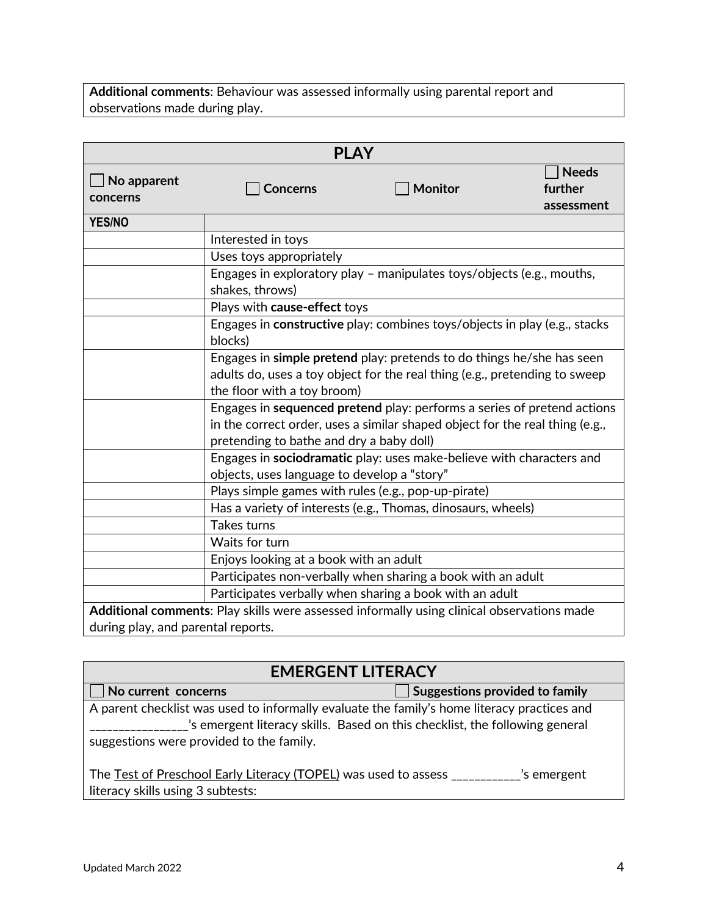**Additional comments**: Behaviour was assessed informally using parental report and observations made during play.

| **PLAY** | | | |
|---|---|---|---|
| ☐ **No apparent concerns** | ☐ **Concerns** | ☐ **Monitor** | ☐ **Needs further assessment** |

| **YES/NO** | |
|---|---|
| | Interested in toys |
| | Uses toys appropriately |
| | Engages in exploratory play – manipulates toys/objects (e.g., mouths, shakes, throws) |
| | Plays with **cause-effect** toys |
| | Engages in **constructive** play: combines toys/objects in play (e.g., stacks blocks) |
| | Engages in **simple pretend** play: pretends to do things he/she has seen adults do, uses a toy object for the real thing (e.g., pretending to sweep the floor with a toy broom) |
| | Engages in **sequenced pretend** play: performs a series of pretend actions in the correct order, uses a similar shaped object for the real thing (e.g., pretending to bathe and dry a baby doll) |
| | Engages in **sociodramatic** play: uses make-believe with characters and objects, uses language to develop a "story" |
| | Plays simple games with rules (e.g., pop-up-pirate) |
| | Has a variety of interests (e.g., Thomas, dinosaurs, wheels) |
| | Takes turns |
| | Waits for turn |
| | Enjoys looking at a book with an adult |
| | Participates non-verbally when sharing a book with an adult |
| | Participates verbally when sharing a book with an adult |

**Additional comments**: Play skills were assessed informally using clinical observations made during play, and parental reports.

| **EMERGENT LITERACY** | |
|---|---|
| ☐ **No current concerns** | ☐ **Suggestions provided to family** |

A parent checklist was used to informally evaluate the family's home literacy practices and ________________'s emergent literacy skills. Based on this checklist, the following general suggestions were provided to the family.

The Test of Preschool Early Literacy (TOPEL) was used to assess ___________'s emergent literacy skills using 3 subtests: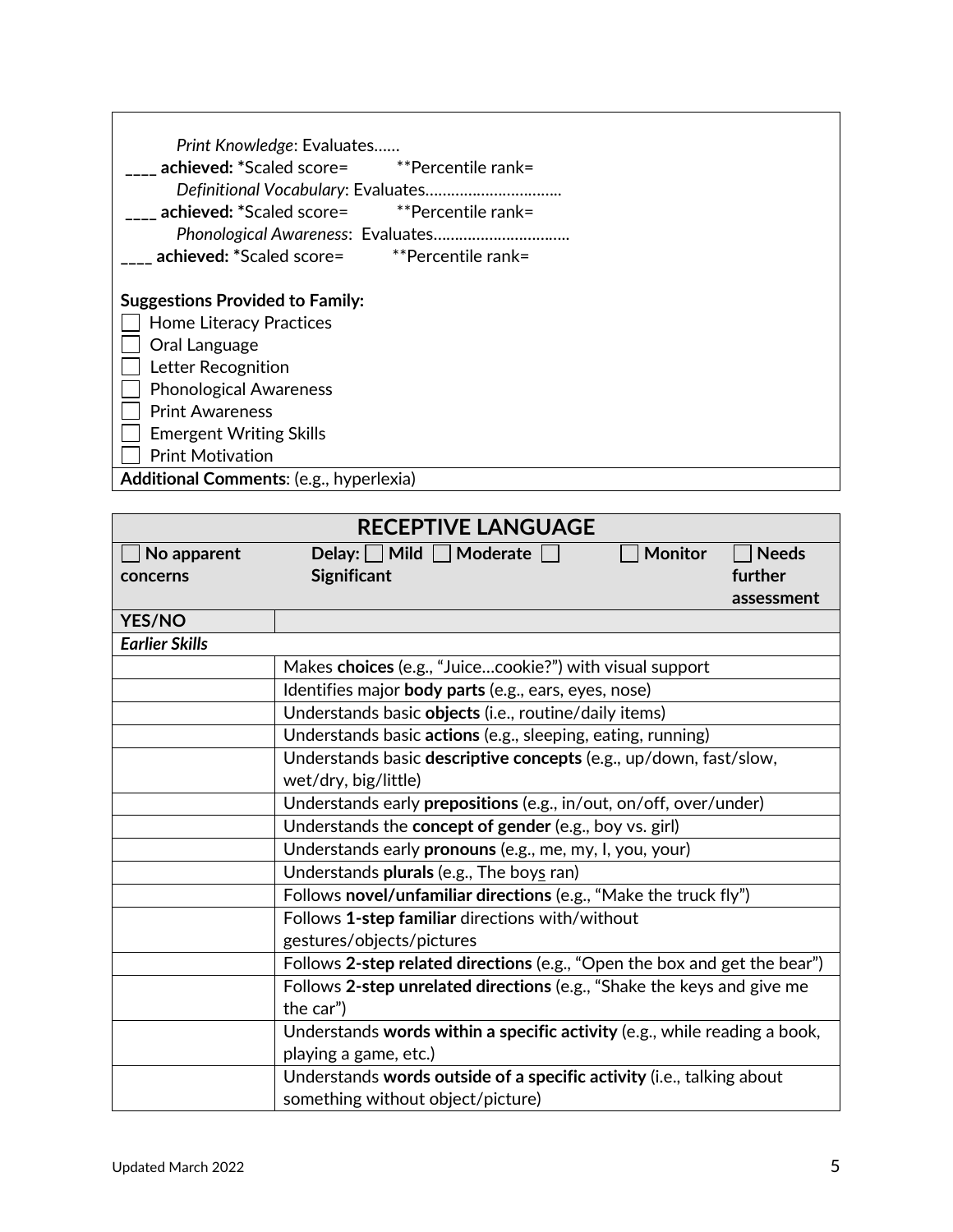*Print Knowledge*: Evaluates……

____ **achieved:** *Scaled score= **Percentile rank=

*Definitional Vocabulary*: Evaluates…………………………..

____ **achieved:** *Scaled score= **Percentile rank=

*Phonological Awareness*: Evaluates…………………………..

____ **achieved:** *Scaled score= **Percentile rank=

**Suggestions Provided to Family:**

- ☐ Home Literacy Practices
- ☐ Oral Language
- ☐ Letter Recognition
- ☐ Phonological Awareness
- ☐ Print Awareness
- ☐ Emergent Writing Skills
- ☐ Print Motivation

**Additional Comments**: (e.g., hyperlexia)

## RECEPTIVE LANGUAGE

☐ **No apparent concerns** **Delay:** ☐ **Mild** ☐ **Moderate** ☐ **Significant** ☐ **Monitor** ☐ **Needs further assessment**

| YES/NO | |
|---|---|
| ***Earlier Skills*** | |
| | Makes **choices** (e.g., "Juice…cookie?") with visual support |
| | Identifies major **body parts** (e.g., ears, eyes, nose) |
| | Understands basic **objects** (i.e., routine/daily items) |
| | Understands basic **actions** (e.g., sleeping, eating, running) |
| | Understands basic **descriptive concepts** (e.g., up/down, fast/slow, wet/dry, big/little) |
| | Understands early **prepositions** (e.g., in/out, on/off, over/under) |
| | Understands the **concept of gender** (e.g., boy vs. girl) |
| | Understands early **pronouns** (e.g., me, my, I, you, your) |
| | Understands **plurals** (e.g., The boys ran) |
| | Follows **novel/unfamiliar directions** (e.g., "Make the truck fly") |
| | Follows **1-step familiar** directions with/without gestures/objects/pictures |
| | Follows **2-step related directions** (e.g., "Open the box and get the bear") |
| | Follows **2-step unrelated directions** (e.g., "Shake the keys and give me the car") |
| | Understands **words within a specific activity** (e.g., while reading a book, playing a game, etc.) |
| | Understands **words outside of a specific activity** (i.e., talking about something without object/picture) |

Updated March 2022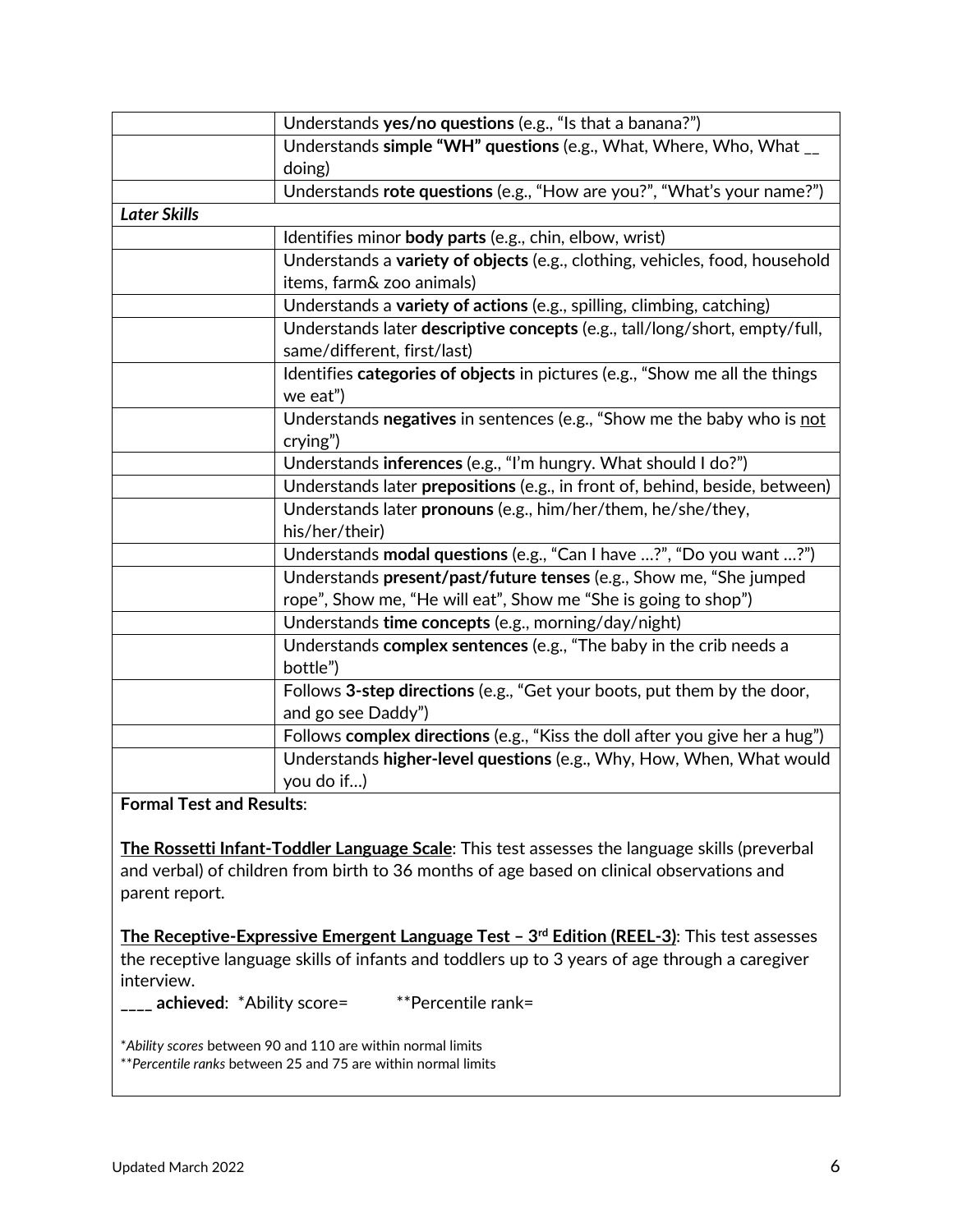| | |
|---|---|
| | Understands **yes/no questions** (e.g., "Is that a banana?") |
| | Understands **simple "WH" questions** (e.g., What, Where, Who, What __ doing) |
| | Understands **rote questions** (e.g., "How are you?", "What's your name?") |
| ***Later Skills*** | |
| | Identifies minor **body parts** (e.g., chin, elbow, wrist) |
| | Understands a **variety of objects** (e.g., clothing, vehicles, food, household items, farm& zoo animals) |
| | Understands a **variety of actions** (e.g., spilling, climbing, catching) |
| | Understands later **descriptive concepts** (e.g., tall/long/short, empty/full, same/different, first/last) |
| | Identifies **categories of objects** in pictures (e.g., "Show me all the things we eat") |
| | Understands **negatives** in sentences (e.g., "Show me the baby who is <u>not</u> crying") |
| | Understands **inferences** (e.g., "I'm hungry. What should I do?") |
| | Understands later **prepositions** (e.g., in front of, behind, beside, between) |
| | Understands later **pronouns** (e.g., him/her/them, he/she/they, his/her/their) |
| | Understands **modal questions** (e.g., "Can I have …?", "Do you want …?") |
| | Understands **present/past/future tenses** (e.g., Show me, "She jumped rope", Show me, "He will eat", Show me "She is going to shop") |
| | Understands **time concepts** (e.g., morning/day/night) |
| | Understands **complex sentences** (e.g., "The baby in the crib needs a bottle") |
| | Follows **3-step directions** (e.g., "Get your boots, put them by the door, and go see Daddy") |
| | Follows **complex directions** (e.g., "Kiss the doll after you give her a hug") |
| | Understands **higher-level questions** (e.g., Why, How, When, What would you do if…) |

**Formal Test and Results**:

<u>**The Rossetti Infant-Toddler Language Scale**</u>: This test assesses the language skills (preverbal and verbal) of children from birth to 36 months of age based on clinical observations and parent report.

<u>**The Receptive-Expressive Emergent Language Test – 3rd Edition (REEL-3)**</u>: This test assesses the receptive language skills of infants and toddlers up to 3 years of age through a caregiver interview.

**____ achieved**: *Ability score= **Percentile rank=

**Ability scores* between 90 and 110 are within normal limits

***Percentile ranks* between 25 and 75 are within normal limits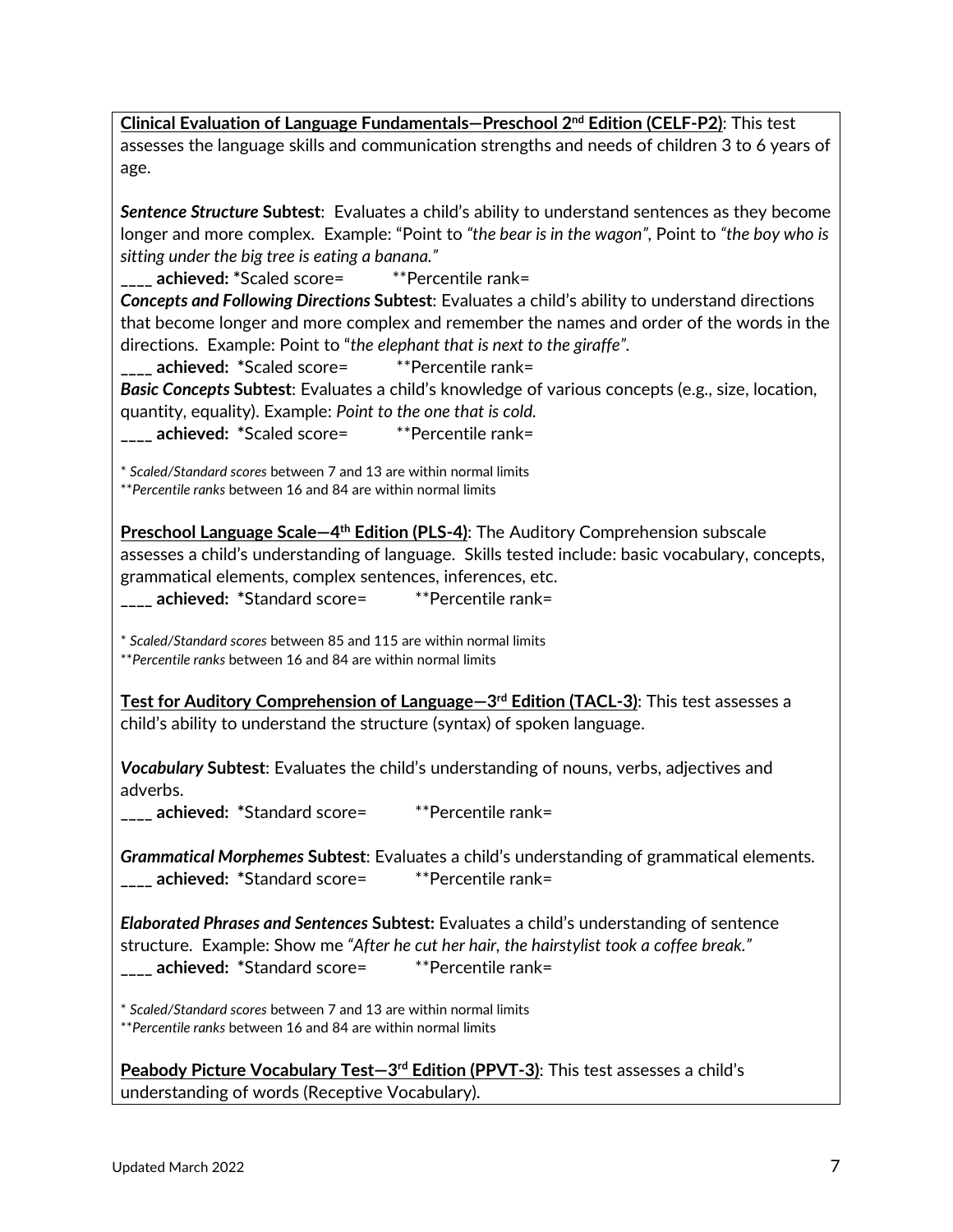**Clinical Evaluation of Language Fundamentals—Preschool 2nd Edition (CELF-P2)**: This test assesses the language skills and communication strengths and needs of children 3 to 6 years of age.

***Sentence Structure* Subtest**: Evaluates a child's ability to understand sentences as they become longer and more complex. Example: "Point to *"the bear is in the wagon"*, Point to *"the boy who is sitting under the big tree is eating a banana."*

**\_\_\_\_ achieved:** \*Scaled score= \*\*Percentile rank=

***Concepts and Following Directions* Subtest**: Evaluates a child's ability to understand directions that become longer and more complex and remember the names and order of the words in the directions. Example: Point to "*the elephant that is next to the giraffe"*.

**\_\_\_\_ achieved:** \*Scaled score= \*\*Percentile rank=

***Basic Concepts* Subtest**: Evaluates a child's knowledge of various concepts (e.g., size, location, quantity, equality). Example: *Point to the one that is cold.*

**\_\_\_\_ achieved:** \*Scaled score= \*\*Percentile rank=

\* *Scaled/Standard scores* between 7 and 13 are within normal limits
\*\**Percentile ranks* between 16 and 84 are within normal limits

**Preschool Language Scale—4th Edition (PLS-4)**: The Auditory Comprehension subscale assesses a child's understanding of language. Skills tested include: basic vocabulary, concepts, grammatical elements, complex sentences, inferences, etc.

**\_\_\_\_ achieved:** \*Standard score= \*\*Percentile rank=

\* *Scaled/Standard scores* between 85 and 115 are within normal limits
\*\**Percentile ranks* between 16 and 84 are within normal limits

**Test for Auditory Comprehension of Language—3rd Edition (TACL-3)**: This test assesses a child's ability to understand the structure (syntax) of spoken language.

***Vocabulary* Subtest**: Evaluates the child's understanding of nouns, verbs, adjectives and adverbs.

**\_\_\_\_ achieved:** \*Standard score= \*\*Percentile rank=

***Grammatical Morphemes* Subtest**: Evaluates a child's understanding of grammatical elements.

**\_\_\_\_ achieved:** \*Standard score= \*\*Percentile rank=

***Elaborated Phrases and Sentences* Subtest:** Evaluates a child's understanding of sentence structure. Example: Show me *"After he cut her hair, the hairstylist took a coffee break."*

**\_\_\_\_ achieved:** \*Standard score= \*\*Percentile rank=

\* *Scaled/Standard scores* between 7 and 13 are within normal limits
\*\**Percentile ranks* between 16 and 84 are within normal limits

**Peabody Picture Vocabulary Test—3rd Edition (PPVT-3)**: This test assesses a child's understanding of words (Receptive Vocabulary).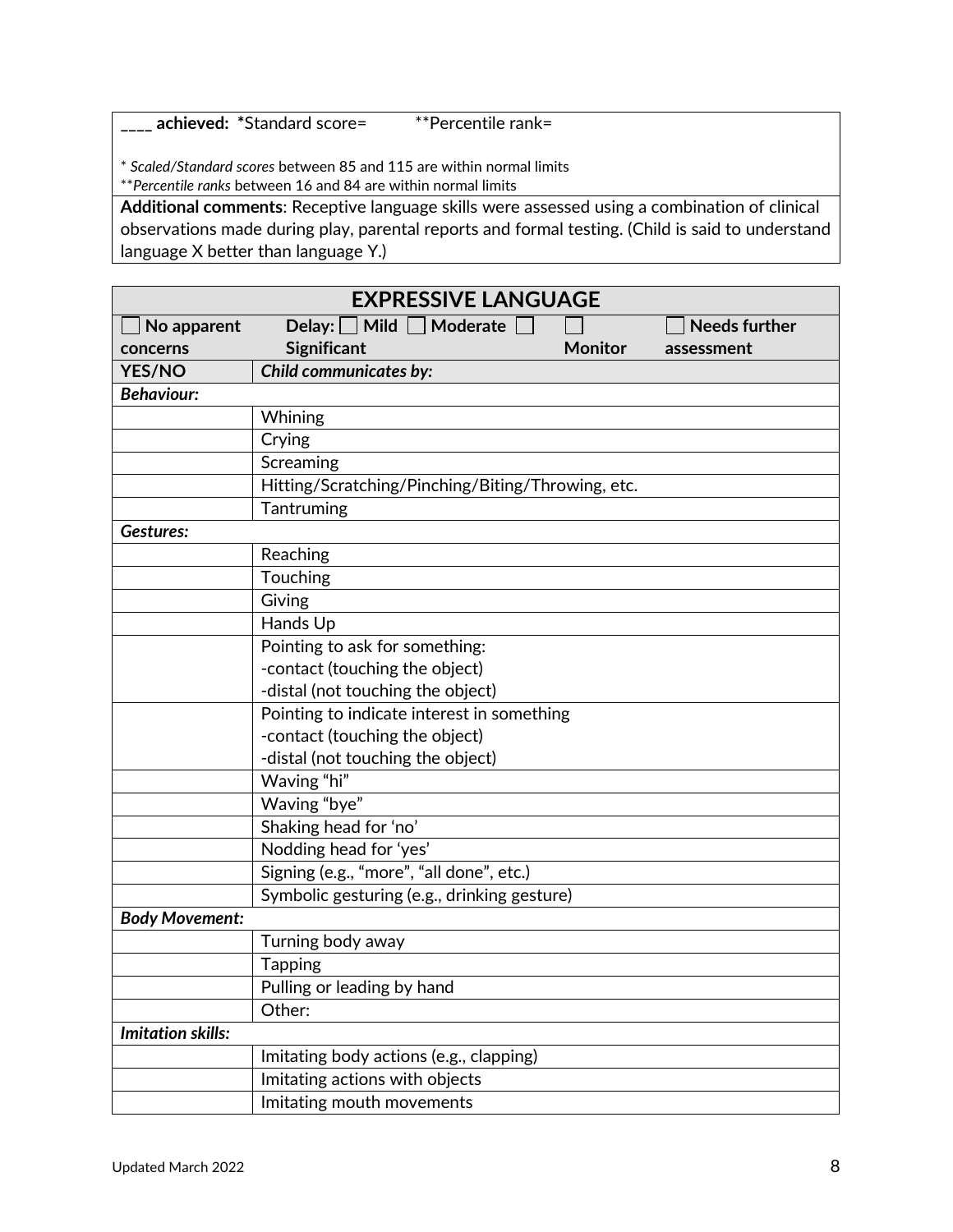| **____ achieved:** *Standard score= **Percentile rank=<br><br>* *Scaled/Standard scores* between 85 and 115 are within normal limits<br>***Percentile ranks* between 16 and 84 are within normal limits |
|---|
| **Additional comments**: Receptive language skills were assessed using a combination of clinical observations made during play, parental reports and formal testing. (Child is said to understand language X better than language Y.) |

| **EXPRESSIVE LANGUAGE** | |
|---|---|
| ☐ **No apparent concerns** | **Delay:** ☐ **Mild** ☐ **Moderate** ☐ **Significant** ☐ **Monitor** ☐ **Needs further assessment** |
| **YES/NO** | ***Child communicates by:*** |
| ***Behaviour:*** | |
| | Whining |
| | Crying |
| | Screaming |
| | Hitting/Scratching/Pinching/Biting/Throwing, etc. |
| | Tantruming |
| ***Gestures:*** | |
| | Reaching |
| | Touching |
| | Giving |
| | Hands Up |
| | Pointing to ask for something:<br>-contact (touching the object)<br>-distal (not touching the object) |
| | Pointing to indicate interest in something<br>-contact (touching the object)<br>-distal (not touching the object) |
| | Waving "hi" |
| | Waving "bye" |
| | Shaking head for 'no' |
| | Nodding head for 'yes' |
| | Signing (e.g., "more", "all done", etc.) |
| | Symbolic gesturing (e.g., drinking gesture) |
| ***Body Movement:*** | |
| | Turning body away |
| | Tapping |
| | Pulling or leading by hand |
| | Other: |
| ***Imitation skills:*** | |
| | Imitating body actions (e.g., clapping) |
| | Imitating actions with objects |
| | Imitating mouth movements |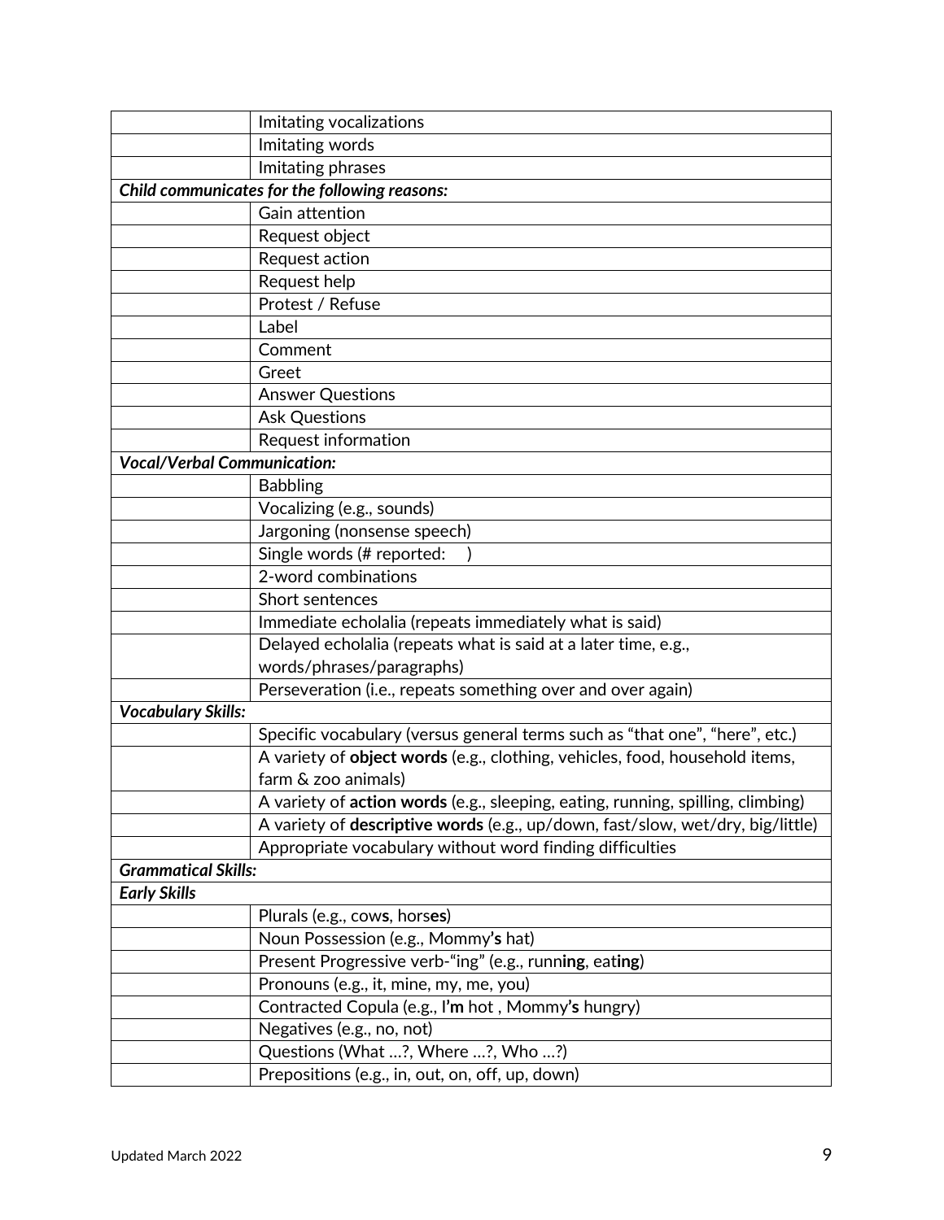| | |
|---|---|
| | Imitating vocalizations |
| | Imitating words |
| | Imitating phrases |
| ***Child communicates for the following reasons:*** | |
| | Gain attention |
| | Request object |
| | Request action |
| | Request help |
| | Protest / Refuse |
| | Label |
| | Comment |
| | Greet |
| | Answer Questions |
| | Ask Questions |
| | Request information |
| ***Vocal/Verbal Communication:*** | |
| | Babbling |
| | Vocalizing (e.g., sounds) |
| | Jargoning (nonsense speech) |
| | Single words (# reported: ) |
| | 2-word combinations |
| | Short sentences |
| | Immediate echolalia (repeats immediately what is said) |
| | Delayed echolalia (repeats what is said at a later time, e.g., words/phrases/paragraphs) |
| | Perseveration (i.e., repeats something over and over again) |
| ***Vocabulary Skills:*** | |
| | Specific vocabulary (versus general terms such as "that one", "here", etc.) |
| | A variety of **object words** (e.g., clothing, vehicles, food, household items, farm & zoo animals) |
| | A variety of **action words** (e.g., sleeping, eating, running, spilling, climbing) |
| | A variety of **descriptive words** (e.g., up/down, fast/slow, wet/dry, big/little) |
| | Appropriate vocabulary without word finding difficulties |
| ***Grammatical Skills:*** | |
| ***Early Skills*** | |
| | Plurals (e.g., cow**s**, hors**es**) |
| | Noun Possession (e.g., Mommy**'s** hat) |
| | Present Progressive verb-"ing" (e.g., runn**ing**, eat**ing**) |
| | Pronouns (e.g., it, mine, my, me, you) |
| | Contracted Copula (e.g., I**'m** hot , Mommy**'s** hungry) |
| | Negatives (e.g., no, not) |
| | Questions (What …?, Where …?, Who …?) |
| | Prepositions (e.g., in, out, on, off, up, down) |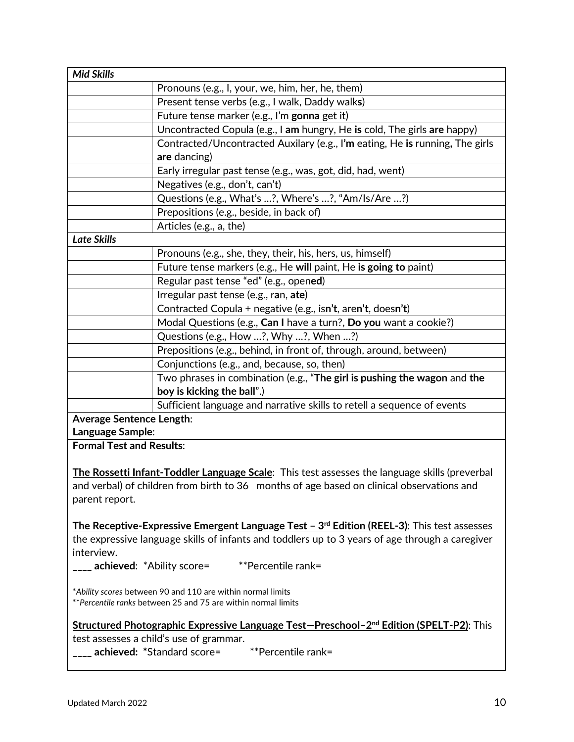| | |
|---|---|
| ***Mid Skills*** | |
| | Pronouns (e.g., I, your, we, him, her, he, them) |
| | Present tense verbs (e.g., I walk, Daddy walk**s**) |
| | Future tense marker (e.g., I'm **gonna** get it) |
| | Uncontracted Copula (e.g., I **am** hungry, He **is** cold, The girls **are** happy) |
| | Contracted/Uncontracted Auxilary (e.g., I**'m** eating, He **is** running**,** The girls **are** dancing) |
| | Early irregular past tense (e.g., was, got, did, had, went) |
| | Negatives (e.g., don't, can't) |
| | Questions (e.g., What's …?, Where's …?, "Am/Is/Are …?) |
| | Prepositions (e.g., beside, in back of) |
| | Articles (e.g., a, the) |
| ***Late Skills*** | |
| | Pronouns (e.g., she, they, their, his, hers, us, himself) |
| | Future tense markers (e.g., He **will** paint, He **is going to** paint) |
| | Regular past tense "ed" (e.g., open**ed**) |
| | Irregular past tense (e.g., r**a**n, **ate**) |
| | Contracted Copula + negative (e.g., is**n't**, are**n't**, does**n't**) |
| | Modal Questions (e.g., **Can I** have a turn?, **Do you** want a cookie?) |
| | Questions (e.g., How …?, Why …?, When …?) |
| | Prepositions (e.g., behind, in front of, through, around, between) |
| | Conjunctions (e.g., and, because, so, then) |
| | Two phrases in combination (e.g., "**The girl is pushing the wagon** and **the boy is kicking the ball**".) |
| | Sufficient language and narrative skills to retell a sequence of events |

**Average Sentence Length**:
**Language Sample**:

**Formal Test and Results**:

**The Rossetti Infant-Toddler Language Scale**: This test assesses the language skills (preverbal and verbal) of children from birth to 36 months of age based on clinical observations and parent report.

**The Receptive-Expressive Emergent Language Test – 3rd Edition (REEL-3)**: This test assesses the expressive language skills of infants and toddlers up to 3 years of age through a caregiver interview.
**____ achieved**: *Ability score= **Percentile rank=

**Ability scores* between 90 and 110 are within normal limits
***Percentile ranks* between 25 and 75 are within normal limits

**Structured Photographic Expressive Language Test—Preschool–2nd Edition (SPELT-P2)**: This test assesses a child's use of grammar.
**____ achieved: ***Standard score= **Percentile rank=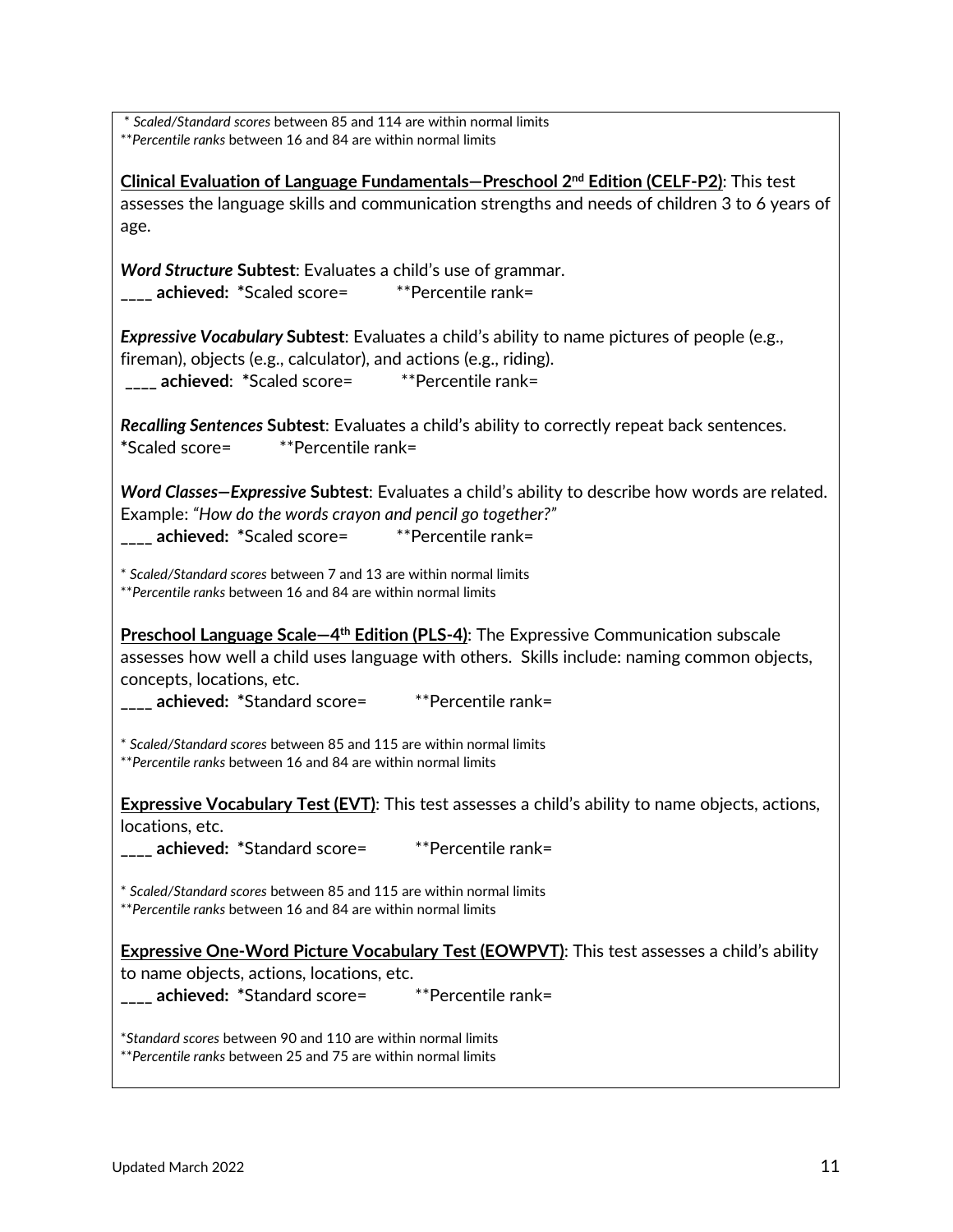\* *Scaled/Standard scores* between 85 and 114 are within normal limits
\*\**Percentile ranks* between 16 and 84 are within normal limits

**Clinical Evaluation of Language Fundamentals—Preschool 2nd Edition (CELF-P2)**: This test assesses the language skills and communication strengths and needs of children 3 to 6 years of age.

***Word Structure* Subtest**: Evaluates a child's use of grammar.
**____ achieved:** \*Scaled score= \*\*Percentile rank=

***Expressive Vocabulary* Subtest**: Evaluates a child's ability to name pictures of people (e.g., fireman), objects (e.g., calculator), and actions (e.g., riding).
**____ achieved**: \*Scaled score= \*\*Percentile rank=

***Recalling Sentences* Subtest**: Evaluates a child's ability to correctly repeat back sentences.
\*Scaled score= \*\*Percentile rank=

***Word Classes—Expressive* Subtest**: Evaluates a child's ability to describe how words are related. Example: *"How do the words crayon and pencil go together?"*
**____ achieved:** \*Scaled score= \*\*Percentile rank=

\* *Scaled/Standard scores* between 7 and 13 are within normal limits
\*\**Percentile ranks* between 16 and 84 are within normal limits

**Preschool Language Scale—4th Edition (PLS-4)**: The Expressive Communication subscale assesses how well a child uses language with others. Skills include: naming common objects, concepts, locations, etc.
**____ achieved:** \*Standard score= \*\*Percentile rank=

\* *Scaled/Standard scores* between 85 and 115 are within normal limits
\*\**Percentile ranks* between 16 and 84 are within normal limits

**Expressive Vocabulary Test (EVT)**: This test assesses a child's ability to name objects, actions, locations, etc.
**____ achieved:** \*Standard score= \*\*Percentile rank=

\* *Scaled/Standard scores* between 85 and 115 are within normal limits
\*\**Percentile ranks* between 16 and 84 are within normal limits

**Expressive One-Word Picture Vocabulary Test (EOWPVT)**: This test assesses a child's ability to name objects, actions, locations, etc.
**____ achieved:** \*Standard score= \*\*Percentile rank=

\**Standard scores* between 90 and 110 are within normal limits
\*\**Percentile ranks* between 25 and 75 are within normal limits

Updated March 2022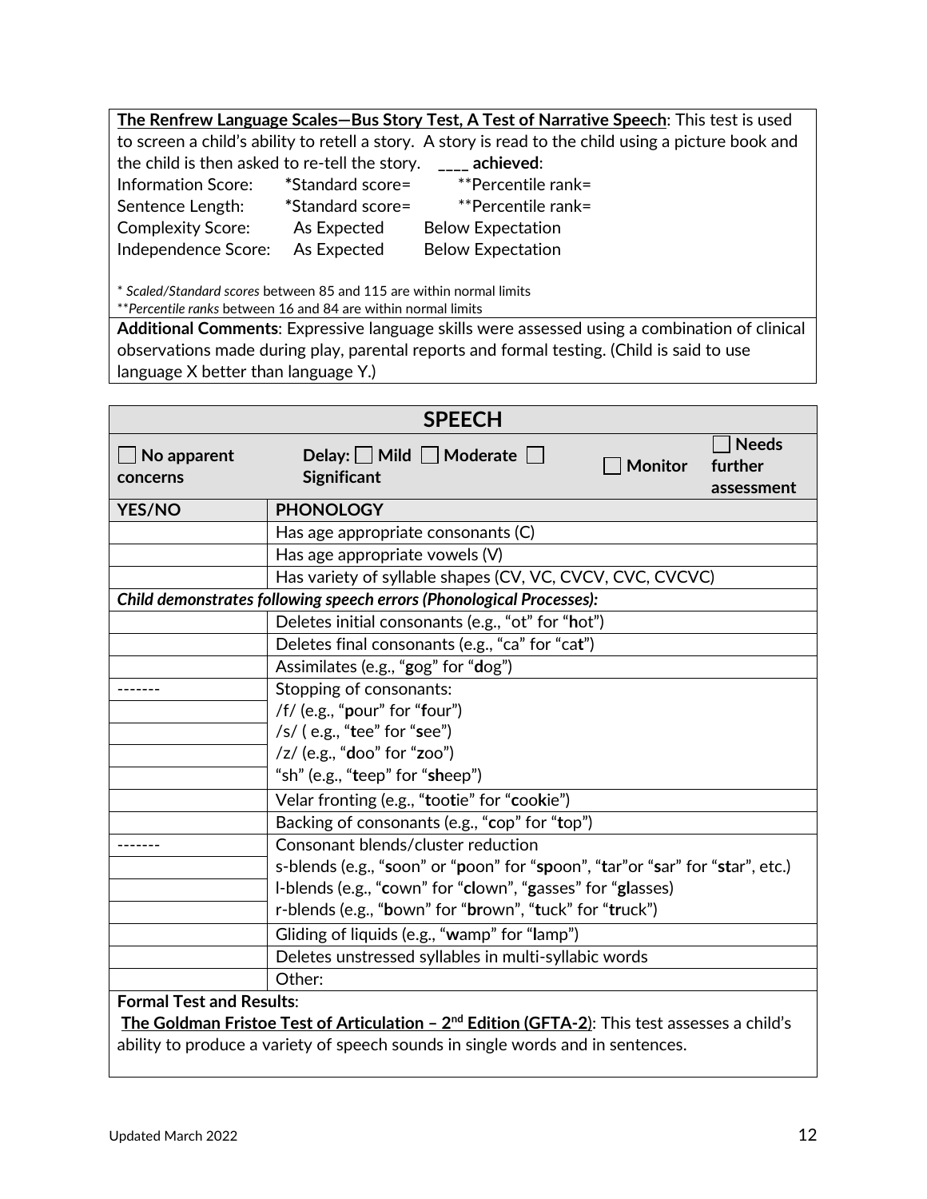**The Renfrew Language Scales—Bus Story Test, A Test of Narrative Speech**: This test is used to screen a child's ability to retell a story. A story is read to the child using a picture book and the child is then asked to re-tell the story. ____ **achieved**:

| | | |
|---|---|---|
| Information Score: | *Standard score= | **Percentile rank= |
| Sentence Length: | *Standard score= | **Percentile rank= |
| Complexity Score: | As Expected | Below Expectation |
| Independence Score: | As Expected | Below Expectation |

* *Scaled/Standard scores* between 85 and 115 are within normal limits
***Percentile ranks* between 16 and 84 are within normal limits

**Additional Comments**: Expressive language skills were assessed using a combination of clinical observations made during play, parental reports and formal testing. (Child is said to use language X better than language Y.)

## SPEECH

| ☐ No apparent concerns | Delay: ☐ Mild ☐ Moderate ☐ Significant ☐ Monitor ☐ Needs further assessment |
|---|---|
| **YES/NO** | **PHONOLOGY** |
| | Has age appropriate consonants (C) |
| | Has age appropriate vowels (V) |
| | Has variety of syllable shapes (CV, VC, CVCV, CVC, CVCVC) |
| ***Child demonstrates following speech errors (Phonological Processes):*** | |
| | Deletes initial consonants (e.g., "ot" for "**h**ot") |
| | Deletes final consonants (e.g., "ca" for "ca**t**") |
| | Assimilates (e.g., "**g**og" for "**d**og") |
| ------- | Stopping of consonants: |
| | /f/ (e.g., "**p**our" for "**f**our") |
| | /s/ ( e.g., "**t**ee" for "**s**ee") |
| | /z/ (e.g., "**d**oo" for "**z**oo") |
| | "sh" (e.g., "**t**eep" for "**sh**eep") |
| | Velar fronting (e.g., "**t**oo**t**ie" for "**c**oo**k**ie") |
| | Backing of consonants (e.g., "**c**op" for "**t**op") |
| ------- | Consonant blends/cluster reduction |
| | s-blends (e.g., "**s**oon" or "**p**oon" for "**sp**oon", "**t**ar"or "**s**ar" for "**st**ar", etc.) |
| | l-blends (e.g., "**c**own" for "**cl**own", "**g**asses" for "**gl**asses) |
| | r-blends (e.g., "**b**own" for "**br**own", "**t**uck" for "**tr**uck") |
| | Gliding of liquids (e.g., "**w**amp" for "**l**amp") |
| | Deletes unstressed syllables in multi-syllabic words |
| | Other: |

**Formal Test and Results**:

**The Goldman Fristoe Test of Articulation – 2nd Edition (GFTA-2)**: This test assesses a child's ability to produce a variety of speech sounds in single words and in sentences.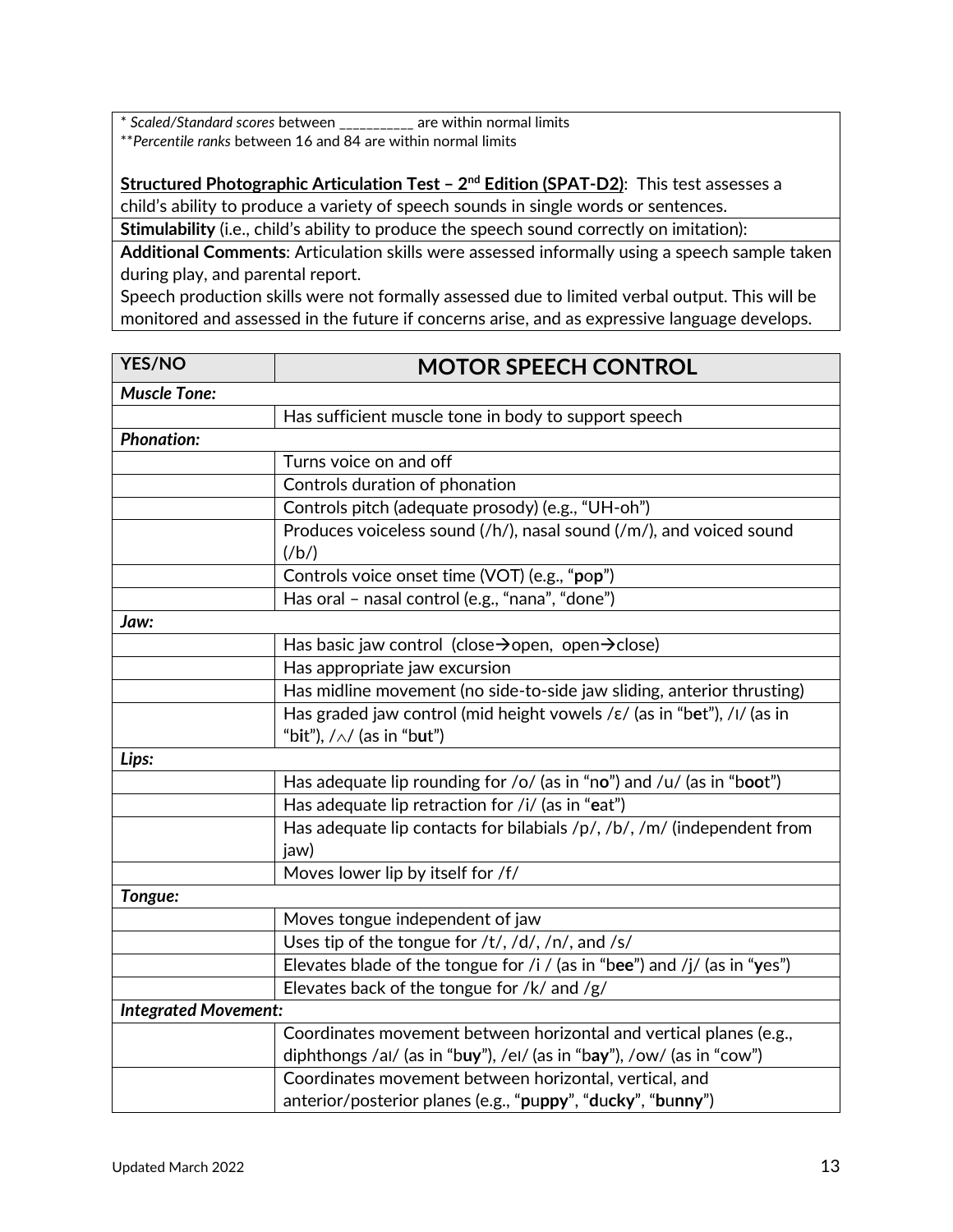| |
|---|
| * *Scaled/Standard scores* between __________ are within normal limits<br>***Percentile ranks* between 16 and 84 are within normal limits<br><br>**Structured Photographic Articulation Test – 2[nd] Edition (SPAT-D2)**: This test assesses a child's ability to produce a variety of speech sounds in single words or sentences. |
| **Stimulability** (i.e., child's ability to produce the speech sound correctly on imitation): |
| **Additional Comments**: Articulation skills were assessed informally using a speech sample taken during play, and parental report.<br>Speech production skills were not formally assessed due to limited verbal output. This will be monitored and assessed in the future if concerns arise, and as expressive language develops. |

| YES/NO | MOTOR SPEECH CONTROL |
|---|---|
| ***Muscle Tone:*** | |
| | Has sufficient muscle tone in body to support speech |
| ***Phonation:*** | |
| | Turns voice on and off |
| | Controls duration of phonation |
| | Controls pitch (adequate prosody) (e.g., "UH-oh") |
| | Produces voiceless sound (/h/), nasal sound (/m/), and voiced sound (/b/) |
| | Controls voice onset time (VOT) (e.g., "**p**o**p**") |
| | Has oral – nasal control (e.g., "nana", "done") |
| ***Jaw:*** | |
| | Has basic jaw control (close→open, open→close) |
| | Has appropriate jaw excursion |
| | Has midline movement (no side-to-side jaw sliding, anterior thrusting) |
| | Has graded jaw control (mid height vowels /ɛ/ (as in "b**e**t"), /ɪ/ (as in "b**i**t"), /ʌ/ (as in "b**u**t") |
| ***Lips:*** | |
| | Has adequate lip rounding for /o/ (as in "n**o**") and /u/ (as in "b**oo**t") |
| | Has adequate lip retraction for /i/ (as in "**e**at") |
| | Has adequate lip contacts for bilabials /p/, /b/, /m/ (independent from jaw) |
| | Moves lower lip by itself for /f/ |
| ***Tongue:*** | |
| | Moves tongue independent of jaw |
| | Uses tip of the tongue for /t/, /d/, /n/, and /s/ |
| | Elevates blade of the tongue for /i / (as in "b**ee**") and /j/ (as in "**y**es") |
| | Elevates back of the tongue for /k/ and /g/ |
| ***Integrated Movement:*** | |
| | Coordinates movement between horizontal and vertical planes (e.g., diphthongs /aɪ/ (as in "b**uy**"), /eɪ/ (as in "b**ay**"), /ow/ (as in "cow") |
| | Coordinates movement between horizontal, vertical, and anterior/posterior planes (e.g., "**p**u**ppy**", "**d**u**cky**", "**b**u**nny**") |

Updated March 2022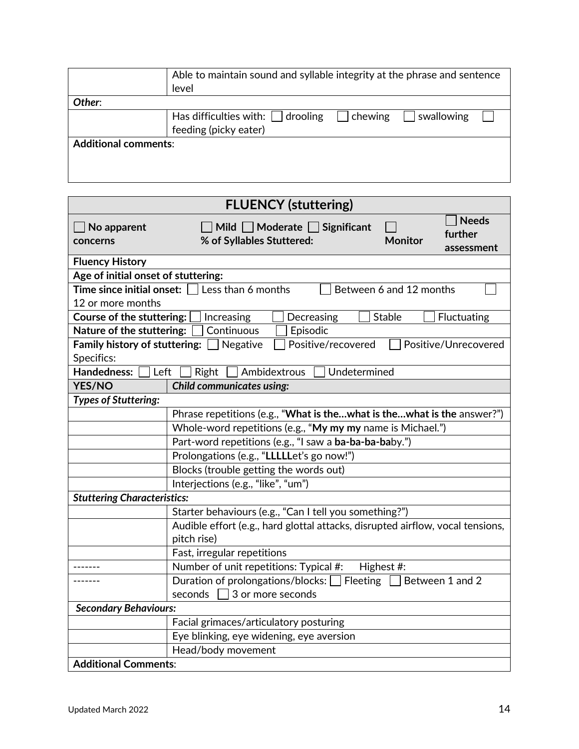| | |
|---|---|
| | Able to maintain sound and syllable integrity at the phrase and sentence level |
| ***Other***: | |
| | Has difficulties with: ☐ drooling ☐ chewing ☐ swallowing ☐ feeding (picky eater) |
| **Additional comments**: | |

| **FLUENCY (stuttering)** | | | | |
|---|---|---|---|---|
| ☐ **No apparent concerns** | ☐ **Mild** ☐ **Moderate** ☐ **Significant**<br>**% of Syllables Stuttered:** | | ☐ **Monitor** | ☐ **Needs further assessment** |
| **Fluency History** | | | | |
| **Age of initial onset of stuttering:** | | | | |
| **Time since initial onset:** ☐ Less than 6 months ☐ Between 6 and 12 months ☐ 12 or more months | | | | |
| **Course of the stuttering:** ☐ Increasing ☐ Decreasing ☐ Stable ☐ Fluctuating | | | | |
| **Nature of the stuttering:** ☐ Continuous ☐ Episodic | | | | |
| **Family history of stuttering:** ☐ Negative ☐ Positive/recovered ☐ Positive/Unrecovered<br>Specifics: | | | | |
| **Handedness:** ☐ Left ☐ Right ☐ Ambidextrous ☐ Undetermined | | | | |

| **YES/NO** | ***Child communicates using:*** |
|---|---|
| ***Types of Stuttering:*** | |
| | Phrase repetitions (e.g., "**What is the…what is the…what is the** answer?") |
| | Whole-word repetitions (e.g., "**My my my** name is Michael.") |
| | Part-word repetitions (e.g., "I saw a **ba-ba-ba-ba**by.") |
| | Prolongations (e.g., "**LLLLL**et's go now!") |
| | Blocks (trouble getting the words out) |
| | Interjections (e.g., "like", "um") |
| ***Stuttering Characteristics:*** | |
| | Starter behaviours (e.g., "Can I tell you something?") |
| | Audible effort (e.g., hard glottal attacks, disrupted airflow, vocal tensions, pitch rise) |
| | Fast, irregular repetitions |
| ------- | Number of unit repetitions: Typical #: Highest #: |
| ------- | Duration of prolongations/blocks: ☐ Fleeting ☐ Between 1 and 2 seconds ☐ 3 or more seconds |
| ***Secondary Behaviours:*** | |
| | Facial grimaces/articulatory posturing |
| | Eye blinking, eye widening, eye aversion |
| | Head/body movement |
| **Additional Comments**: | |

Updated March 2022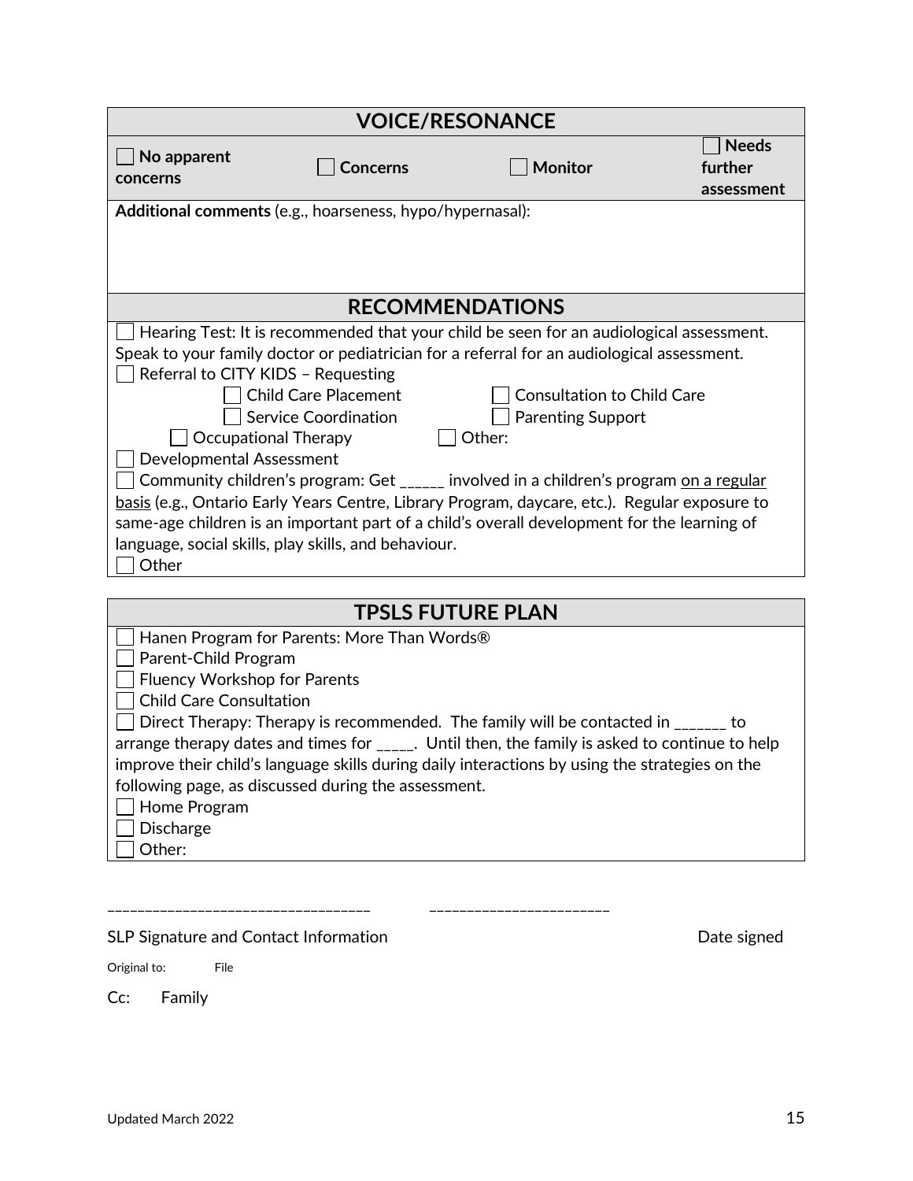## VOICE/RESONANCE

| ☐ **No apparent concerns** | ☐ **Concerns** | ☐ **Monitor** | ☐ **Needs further assessment** |
|---|---|---|---|
| **Additional comments** (e.g., hoarseness, hypo/hypernasal): | | | |

## RECOMMENDATIONS

☐ Hearing Test: It is recommended that your child be seen for an audiological assessment. Speak to your family doctor or pediatrician for a referral for an audiological assessment.

☐ Referral to CITY KIDS – Requesting

- ☐ Child Care Placement
- ☐ Consultation to Child Care
- ☐ Service Coordination
- ☐ Parenting Support
- ☐ Occupational Therapy
- ☐ Other:

☐ Developmental Assessment

☐ Community children's program: Get ______ involved in a children's program <u>on a regular basis</u> (e.g., Ontario Early Years Centre, Library Program, daycare, etc.). Regular exposure to same-age children is an important part of a child's overall development for the learning of language, social skills, play skills, and behaviour.

☐ Other

## TPSLS FUTURE PLAN

☐ Hanen Program for Parents: More Than Words®

☐ Parent-Child Program

☐ Fluency Workshop for Parents

☐ Child Care Consultation

☐ Direct Therapy: Therapy is recommended. The family will be contacted in _______ to arrange therapy dates and times for _____. Until then, the family is asked to continue to help improve their child's language skills during daily interactions by using the strategies on the following page, as discussed during the assessment.

☐ Home Program

☐ Discharge

☐ Other:

___________________________________ ________________________

SLP Signature and Contact Information Date signed

Original to: File

Cc: Family

Updated March 2022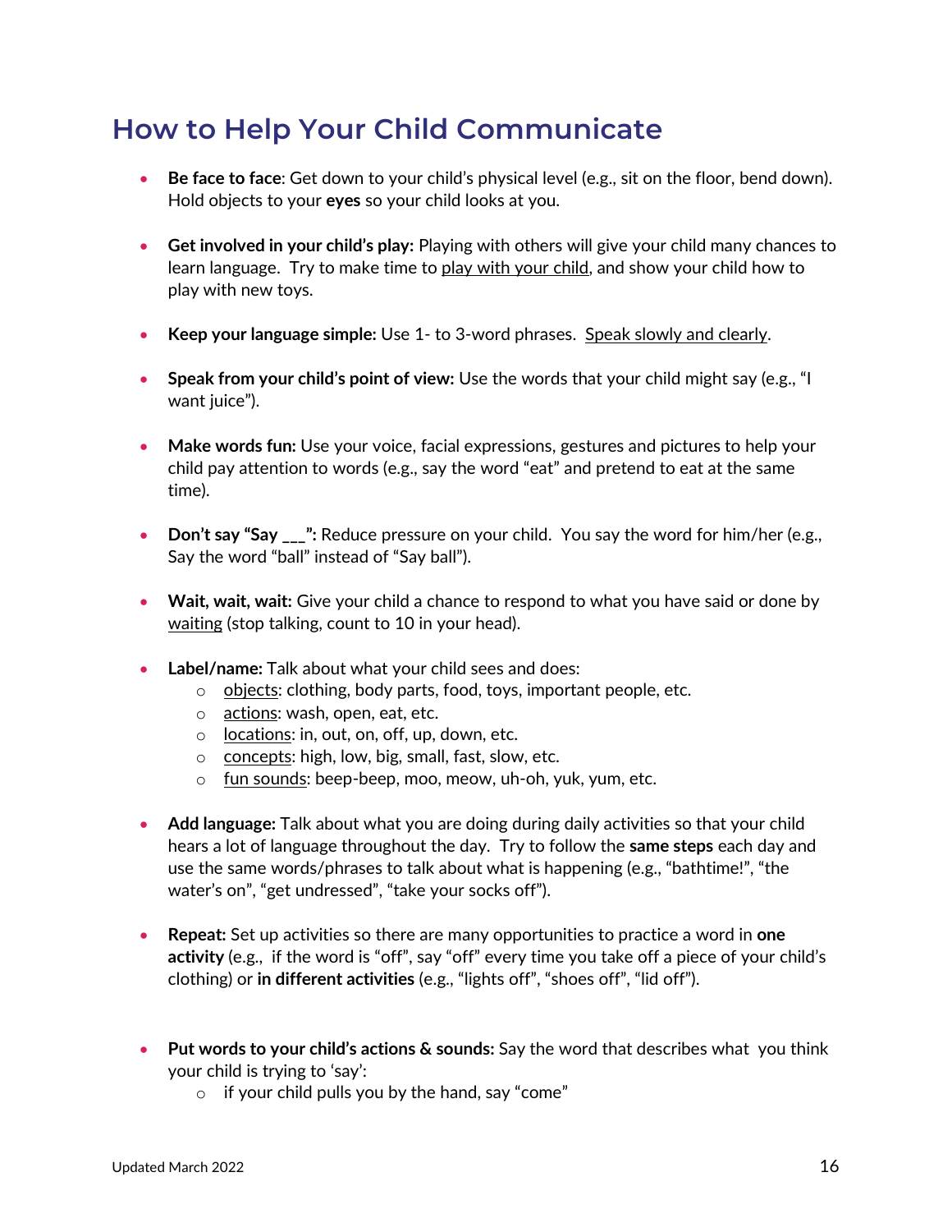## How to Help Your Child Communicate

- **Be face to face**: Get down to your child's physical level (e.g., sit on the floor, bend down). Hold objects to your **eyes** so your child looks at you.

- **Get involved in your child's play:** Playing with others will give your child many chances to learn language. Try to make time to play with your child, and show your child how to play with new toys.

- **Keep your language simple:** Use 1- to 3-word phrases. Speak slowly and clearly.

- **Speak from your child's point of view:** Use the words that your child might say (e.g., "I want juice").

- **Make words fun:** Use your voice, facial expressions, gestures and pictures to help your child pay attention to words (e.g., say the word "eat" and pretend to eat at the same time).

- **Don't say "Say ___":** Reduce pressure on your child. You say the word for him/her (e.g., Say the word "ball" instead of "Say ball").

- **Wait, wait, wait:** Give your child a chance to respond to what you have said or done by waiting (stop talking, count to 10 in your head).

- **Label/name:** Talk about what your child sees and does:
  - objects: clothing, body parts, food, toys, important people, etc.
  - actions: wash, open, eat, etc.
  - locations: in, out, on, off, up, down, etc.
  - concepts: high, low, big, small, fast, slow, etc.
  - fun sounds: beep-beep, moo, meow, uh-oh, yuk, yum, etc.

- **Add language:** Talk about what you are doing during daily activities so that your child hears a lot of language throughout the day. Try to follow the **same steps** each day and use the same words/phrases to talk about what is happening (e.g., "bathtime!", "the water's on", "get undressed", "take your socks off").

- **Repeat:** Set up activities so there are many opportunities to practice a word in **one activity** (e.g., if the word is "off", say "off" every time you take off a piece of your child's clothing) or **in different activities** (e.g., "lights off", "shoes off", "lid off").

- **Put words to your child's actions & sounds:** Say the word that describes what you think your child is trying to 'say':
  - if your child pulls you by the hand, say "come"

Updated March 2022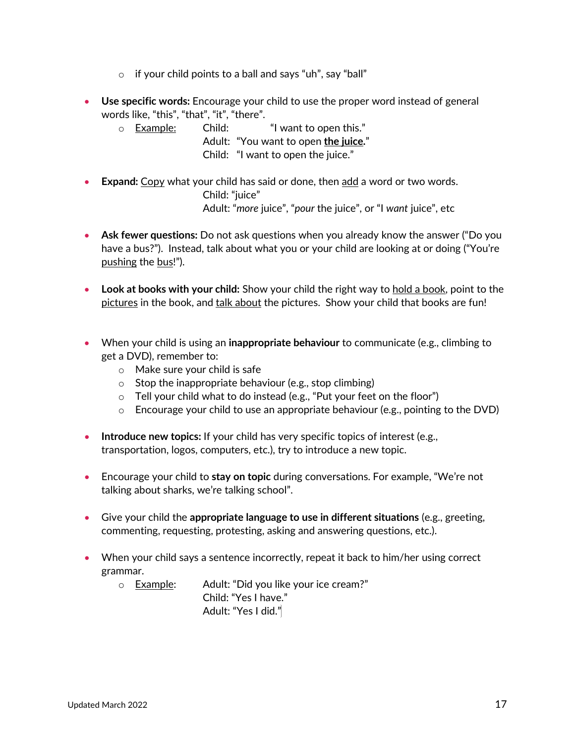- if your child points to a ball and says “uh”, say “ball”

- **Use specific words:** Encourage your child to use the proper word instead of general words like, “this”, “that”, “it”, “there”.
  - Example: Child: “I want to open this.”
    Adult: “You want to open **the juice.**”
    Child: “I want to open the juice.”

- **Expand:** Copy what your child has said or done, then add a word or two words.
  Child: “juice”
  Adult: “*more* juice”, “*pour* the juice”, or “I *want* juice”, etc

- **Ask fewer questions:** Do not ask questions when you already know the answer (“Do you have a bus?”). Instead, talk about what you or your child are looking at or doing (“You’re pushing the bus!”).

- **Look at books with your child:** Show your child the right way to hold a book, point to the pictures in the book, and talk about the pictures. Show your child that books are fun!

- When your child is using an **inappropriate behaviour** to communicate (e.g., climbing to get a DVD), remember to:
  - Make sure your child is safe
  - Stop the inappropriate behaviour (e.g., stop climbing)
  - Tell your child what to do instead (e.g., “Put your feet on the floor”)
  - Encourage your child to use an appropriate behaviour (e.g., pointing to the DVD)

- **Introduce new topics:** If your child has very specific topics of interest (e.g., transportation, logos, computers, etc.), try to introduce a new topic.

- Encourage your child to **stay on topic** during conversations. For example, “We’re not talking about sharks, we’re talking school”.

- Give your child the **appropriate language to use in different situations** (e.g., greeting, commenting, requesting, protesting, asking and answering questions, etc.).

- When your child says a sentence incorrectly, repeat it back to him/her using correct grammar.
  - Example: Adult: “Did you like your ice cream?”
    Child: “Yes I have.”
    Adult: “Yes I did.”